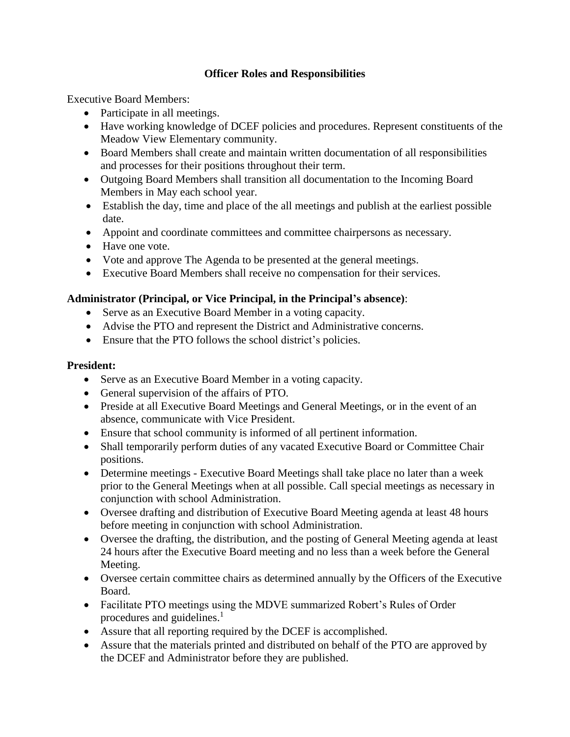## Officer Roles and Responsibilities

Executive Board Members:

- Participate in all meetings.
- Have working knowledge of DCEF policies and procedures. Represent constituents of the Meadow View Elementary community.
- Board Members shall create and maintain written documentation of all responsibilities and processes for their positions throughout their term.
- Outgoing Board Members shall transition all documentation to the Incoming Board Members in May each school year.
- Establish the day, time and place of the all meetings and publish at the earliest possible date.
- Appoint and coordinate committees and committee chairpersons as necessary.
- Have one vote.
- Vote and approve The Agenda to be presented at the general meetings.
- Executive Board Members shall receive no compensation for their services.

**Administrator (Principal, or Vice Principal, in the Principal's absence)**:

- Serve as an Executive Board Member in a voting capacity.
- Advise the PTO and represent the District and Administrative concerns.
- Ensure that the PTO follows the school district's policies.

**President:**

- Serve as an Executive Board Member in a voting capacity.
- General supervision of the affairs of PTO.
- Preside at all Executive Board Meetings and General Meetings, or in the event of an absence, communicate with Vice President.
- Ensure that school community is informed of all pertinent information.
- Shall temporarily perform duties of any vacated Executive Board or Committee Chair positions.
- Determine meetings - Executive Board Meetings shall take place no later than a week prior to the General Meetings when at all possible. Call special meetings as necessary in conjunction with school Administration.
- Oversee drafting and distribution of Executive Board Meeting agenda at least 48 hours before meeting in conjunction with school Administration.
- Oversee the drafting, the distribution, and the posting of General Meeting agenda at least 24 hours after the Executive Board meeting and no less than a week before the General Meeting.
- Oversee certain committee chairs as determined annually by the Officers of the Executive Board.
- Facilitate PTO meetings using the MDVE summarized Robert's Rules of Order procedures and guidelines.[1]
- Assure that all reporting required by the DCEF is accomplished.
- Assure that the materials printed and distributed on behalf of the PTO are approved by the DCEF and Administrator before they are published.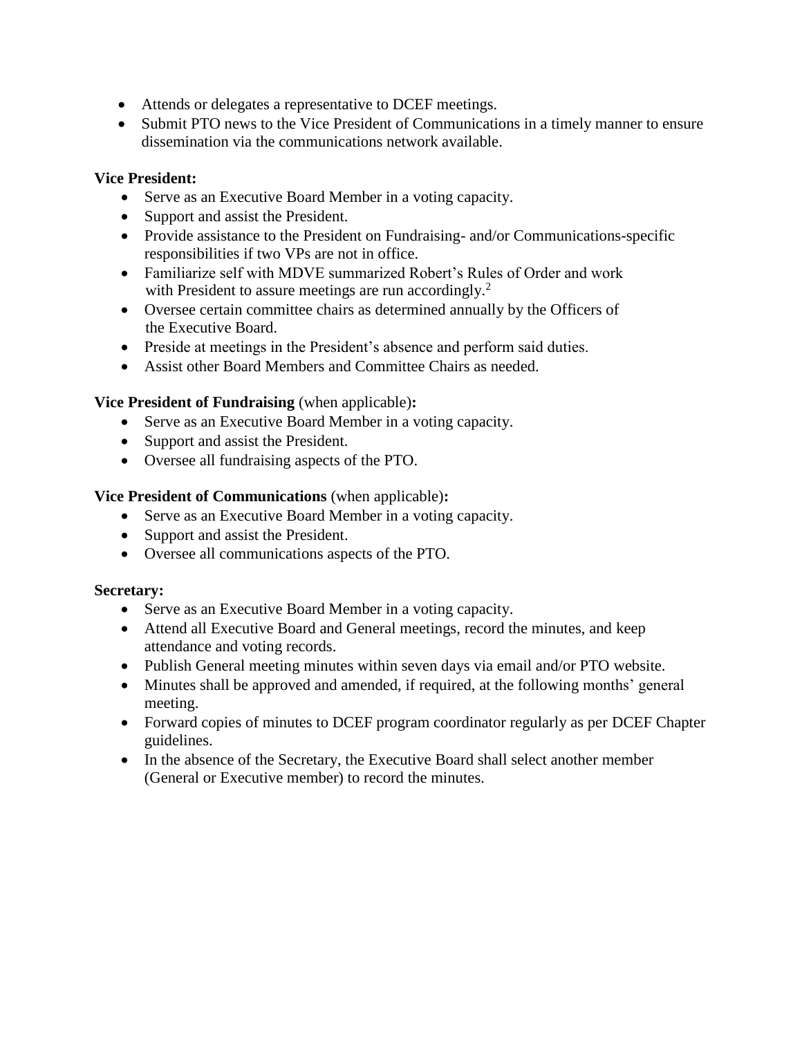- Attends or delegates a representative to DCEF meetings.
- Submit PTO news to the Vice President of Communications in a timely manner to ensure dissemination via the communications network available.

**Vice President:**

- Serve as an Executive Board Member in a voting capacity.
- Support and assist the President.
- Provide assistance to the President on Fundraising- and/or Communications-specific responsibilities if two VPs are not in office.
- Familiarize self with MDVE summarized Robert's Rules of Order and work with President to assure meetings are run accordingly.[2]
- Oversee certain committee chairs as determined annually by the Officers of the Executive Board.
- Preside at meetings in the President's absence and perform said duties.
- Assist other Board Members and Committee Chairs as needed.

**Vice President of Fundraising** (when applicable)**:**

- Serve as an Executive Board Member in a voting capacity.
- Support and assist the President.
- Oversee all fundraising aspects of the PTO.

**Vice President of Communications** (when applicable)**:**

- Serve as an Executive Board Member in a voting capacity.
- Support and assist the President.
- Oversee all communications aspects of the PTO.

**Secretary:**

- Serve as an Executive Board Member in a voting capacity.
- Attend all Executive Board and General meetings, record the minutes, and keep attendance and voting records.
- Publish General meeting minutes within seven days via email and/or PTO website.
- Minutes shall be approved and amended, if required, at the following months' general meeting.
- Forward copies of minutes to DCEF program coordinator regularly as per DCEF Chapter guidelines.
- In the absence of the Secretary, the Executive Board shall select another member (General or Executive member) to record the minutes.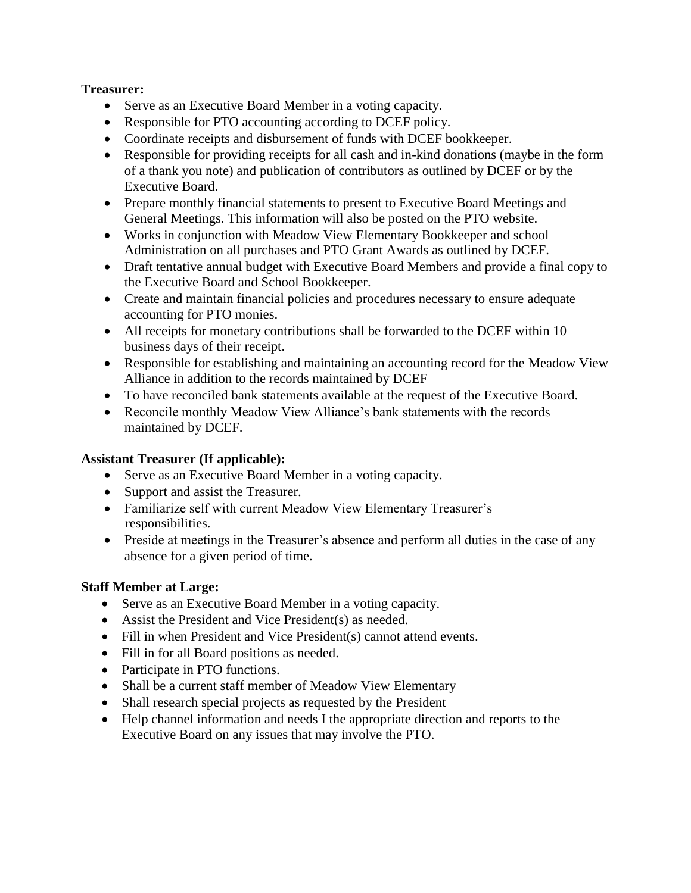**Treasurer:**

- Serve as an Executive Board Member in a voting capacity.
- Responsible for PTO accounting according to DCEF policy.
- Coordinate receipts and disbursement of funds with DCEF bookkeeper.
- Responsible for providing receipts for all cash and in-kind donations (maybe in the form of a thank you note) and publication of contributors as outlined by DCEF or by the Executive Board.
- Prepare monthly financial statements to present to Executive Board Meetings and General Meetings. This information will also be posted on the PTO website.
- Works in conjunction with Meadow View Elementary Bookkeeper and school Administration on all purchases and PTO Grant Awards as outlined by DCEF.
- Draft tentative annual budget with Executive Board Members and provide a final copy to the Executive Board and School Bookkeeper.
- Create and maintain financial policies and procedures necessary to ensure adequate accounting for PTO monies.
- All receipts for monetary contributions shall be forwarded to the DCEF within 10 business days of their receipt.
- Responsible for establishing and maintaining an accounting record for the Meadow View Alliance in addition to the records maintained by DCEF
- To have reconciled bank statements available at the request of the Executive Board.
- Reconcile monthly Meadow View Alliance's bank statements with the records maintained by DCEF.

**Assistant Treasurer (If applicable):**

- Serve as an Executive Board Member in a voting capacity.
- Support and assist the Treasurer.
- Familiarize self with current Meadow View Elementary Treasurer's responsibilities.
- Preside at meetings in the Treasurer's absence and perform all duties in the case of any absence for a given period of time.

**Staff Member at Large:**

- Serve as an Executive Board Member in a voting capacity.
- Assist the President and Vice President(s) as needed.
- Fill in when President and Vice President(s) cannot attend events.
- Fill in for all Board positions as needed.
- Participate in PTO functions.
- Shall be a current staff member of Meadow View Elementary
- Shall research special projects as requested by the President
- Help channel information and needs I the appropriate direction and reports to the Executive Board on any issues that may involve the PTO.